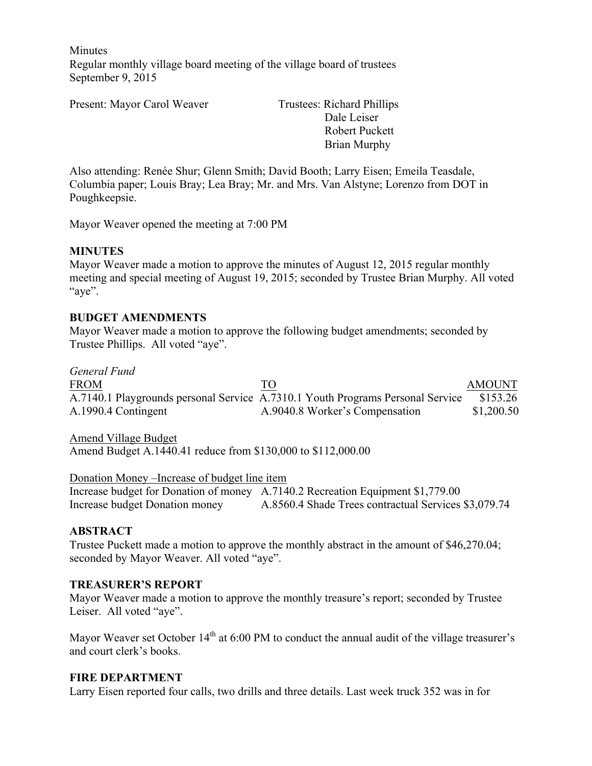Minutes
Regular monthly village board meeting of the village board of trustees
September 9, 2015

Present: Mayor Carol Weaver

Trustees: Richard Phillips
Dale Leiser
Robert Puckett
Brian Murphy

Also attending: Renée Shur; Glenn Smith; David Booth; Larry Eisen; Emeila Teasdale, Columbia paper; Louis Bray; Lea Bray; Mr. and Mrs. Van Alstyne; Lorenzo from DOT in Poughkeepsie.

Mayor Weaver opened the meeting at 7:00 PM

**MINUTES**
Mayor Weaver made a motion to approve the minutes of August 12, 2015 regular monthly meeting and special meeting of August 19, 2015; seconded by Trustee Brian Murphy. All voted "aye".

**BUDGET AMENDMENTS**
Mayor Weaver made a motion to approve the following budget amendments; seconded by Trustee Phillips. All voted "aye".

*General Fund*

| FROM | TO | AMOUNT |
|---|---|---|
| A.7140.1 Playgrounds personal Service | A.7310.1 Youth Programs Personal Service | $153.26 |
| A.1990.4 Contingent | A.9040.8 Worker's Compensation | $1,200.50 |

Amend Village Budget
Amend Budget A.1440.41 reduce from $130,000 to $112,000.00

Donation Money –Increase of budget line item
Increase budget for Donation of money A.7140.2 Recreation Equipment $1,779.00
Increase budget Donation money A.8560.4 Shade Trees contractual Services $3,079.74

**ABSTRACT**
Trustee Puckett made a motion to approve the monthly abstract in the amount of $46,270.04; seconded by Mayor Weaver. All voted "aye".

**TREASURER'S REPORT**
Mayor Weaver made a motion to approve the monthly treasure's report; seconded by Trustee Leiser. All voted "aye".

Mayor Weaver set October 14th at 6:00 PM to conduct the annual audit of the village treasurer's and court clerk's books.

**FIRE DEPARTMENT**
Larry Eisen reported four calls, two drills and three details. Last week truck 352 was in for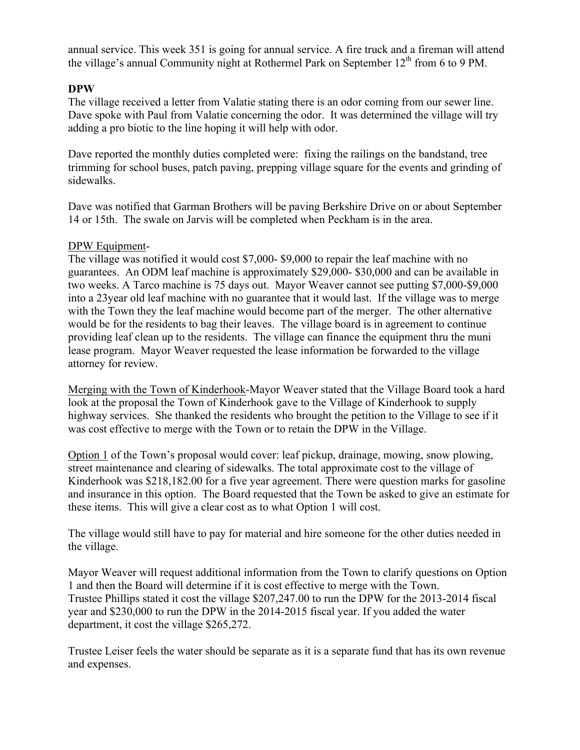annual service. This week 351 is going for annual service. A fire truck and a fireman will attend the village's annual Community night at Rothermel Park on September 12th from 6 to 9 PM.

**DPW**

The village received a letter from Valatie stating there is an odor coming from our sewer line. Dave spoke with Paul from Valatie concerning the odor. It was determined the village will try adding a pro biotic to the line hoping it will help with odor.

Dave reported the monthly duties completed were: fixing the railings on the bandstand, tree trimming for school buses, patch paving, prepping village square for the events and grinding of sidewalks.

Dave was notified that Garman Brothers will be paving Berkshire Drive on or about September 14 or 15th. The swale on Jarvis will be completed when Peckham is in the area.

DPW Equipment-

The village was notified it would cost $7,000- $9,000 to repair the leaf machine with no guarantees. An ODM leaf machine is approximately $29,000- $30,000 and can be available in two weeks. A Tarco machine is 75 days out. Mayor Weaver cannot see putting $7,000-$9,000 into a 23year old leaf machine with no guarantee that it would last. If the village was to merge with the Town they the leaf machine would become part of the merger. The other alternative would be for the residents to bag their leaves. The village board is in agreement to continue providing leaf clean up to the residents. The village can finance the equipment thru the muni lease program. Mayor Weaver requested the lease information be forwarded to the village attorney for review.

Merging with the Town of Kinderhook-Mayor Weaver stated that the Village Board took a hard look at the proposal the Town of Kinderhook gave to the Village of Kinderhook to supply highway services. She thanked the residents who brought the petition to the Village to see if it was cost effective to merge with the Town or to retain the DPW in the Village.

Option 1 of the Town's proposal would cover: leaf pickup, drainage, mowing, snow plowing, street maintenance and clearing of sidewalks. The total approximate cost to the village of Kinderhook was $218,182.00 for a five year agreement. There were question marks for gasoline and insurance in this option. The Board requested that the Town be asked to give an estimate for these items. This will give a clear cost as to what Option 1 will cost.

The village would still have to pay for material and hire someone for the other duties needed in the village.

Mayor Weaver will request additional information from the Town to clarify questions on Option 1 and then the Board will determine if it is cost effective to merge with the Town.
Trustee Phillips stated it cost the village $207,247.00 to run the DPW for the 2013-2014 fiscal year and $230,000 to run the DPW in the 2014-2015 fiscal year. If you added the water department, it cost the village $265,272.

Trustee Leiser feels the water should be separate as it is a separate fund that has its own revenue and expenses.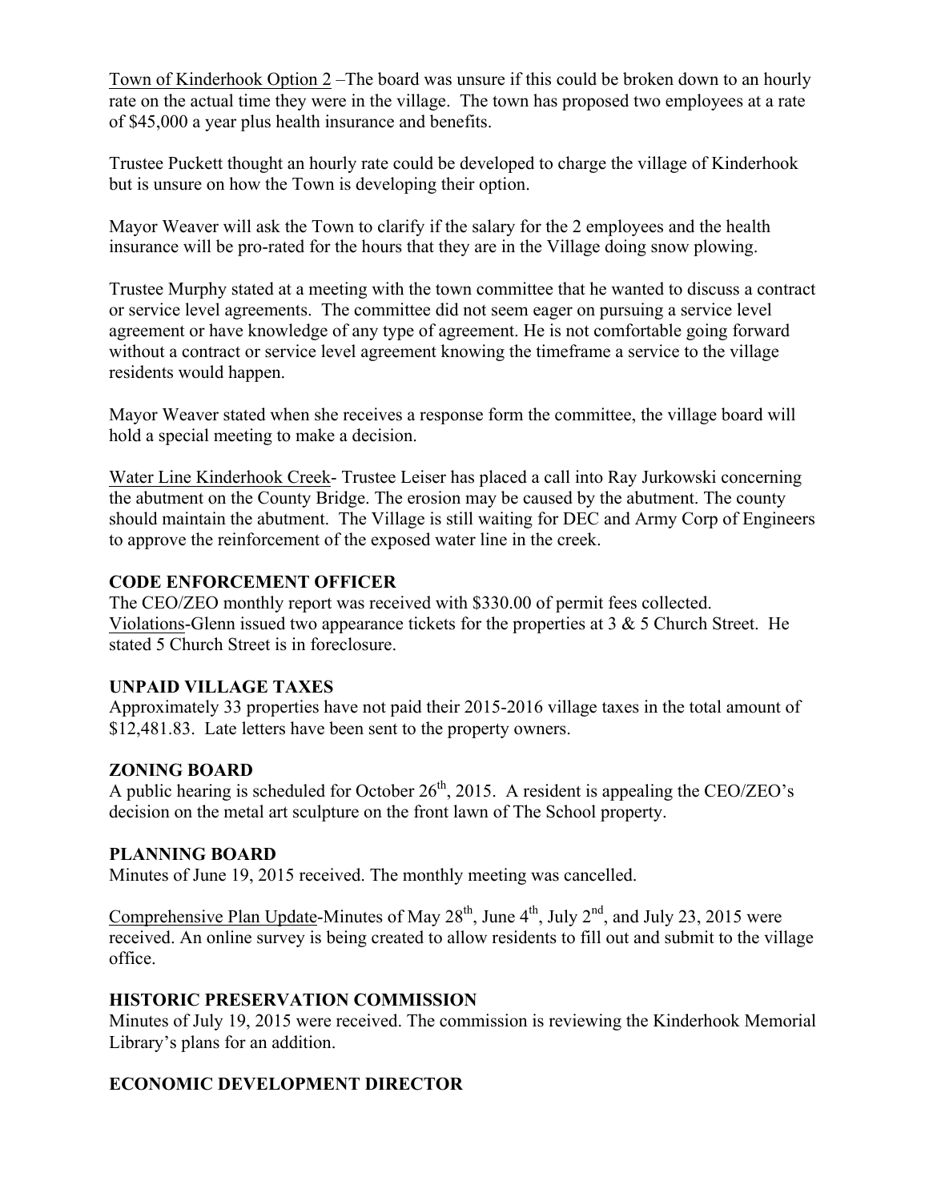Town of Kinderhook Option 2 –The board was unsure if this could be broken down to an hourly rate on the actual time they were in the village. The town has proposed two employees at a rate of $45,000 a year plus health insurance and benefits.

Trustee Puckett thought an hourly rate could be developed to charge the village of Kinderhook but is unsure on how the Town is developing their option.

Mayor Weaver will ask the Town to clarify if the salary for the 2 employees and the health insurance will be pro-rated for the hours that they are in the Village doing snow plowing.

Trustee Murphy stated at a meeting with the town committee that he wanted to discuss a contract or service level agreements. The committee did not seem eager on pursuing a service level agreement or have knowledge of any type of agreement. He is not comfortable going forward without a contract or service level agreement knowing the timeframe a service to the village residents would happen.

Mayor Weaver stated when she receives a response form the committee, the village board will hold a special meeting to make a decision.

Water Line Kinderhook Creek- Trustee Leiser has placed a call into Ray Jurkowski concerning the abutment on the County Bridge. The erosion may be caused by the abutment. The county should maintain the abutment. The Village is still waiting for DEC and Army Corp of Engineers to approve the reinforcement of the exposed water line in the creek.

**CODE ENFORCEMENT OFFICER**

The CEO/ZEO monthly report was received with $330.00 of permit fees collected.
Violations-Glenn issued two appearance tickets for the properties at 3 & 5 Church Street. He stated 5 Church Street is in foreclosure.

**UNPAID VILLAGE TAXES**

Approximately 33 properties have not paid their 2015-2016 village taxes in the total amount of $12,481.83. Late letters have been sent to the property owners.

**ZONING BOARD**

A public hearing is scheduled for October 26th, 2015. A resident is appealing the CEO/ZEO's decision on the metal art sculpture on the front lawn of The School property.

**PLANNING BOARD**

Minutes of June 19, 2015 received. The monthly meeting was cancelled.

Comprehensive Plan Update-Minutes of May 28th, June 4th, July 2nd, and July 23, 2015 were received. An online survey is being created to allow residents to fill out and submit to the village office.

**HISTORIC PRESERVATION COMMISSION**

Minutes of July 19, 2015 were received. The commission is reviewing the Kinderhook Memorial Library's plans for an addition.

**ECONOMIC DEVELOPMENT DIRECTOR**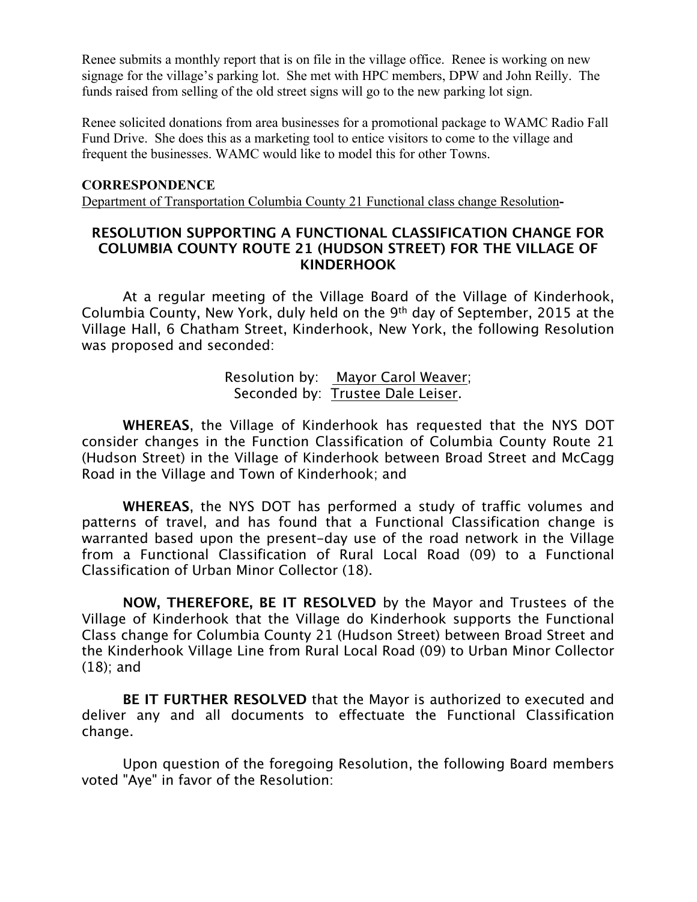Renee submits a monthly report that is on file in the village office. Renee is working on new signage for the village's parking lot. She met with HPC members, DPW and John Reilly. The funds raised from selling of the old street signs will go to the new parking lot sign.

Renee solicited donations from area businesses for a promotional package to WAMC Radio Fall Fund Drive. She does this as a marketing tool to entice visitors to come to the village and frequent the businesses. WAMC would like to model this for other Towns.

**CORRESPONDENCE**

Department of Transportation Columbia County 21 Functional class change Resolution**-**

### RESOLUTION SUPPORTING A FUNCTIONAL CLASSIFICATION CHANGE FOR COLUMBIA COUNTY ROUTE 21 (HUDSON STREET) FOR THE VILLAGE OF KINDERHOOK

At a regular meeting of the Village Board of the Village of Kinderhook, Columbia County, New York, duly held on the 9th day of September, 2015 at the Village Hall, 6 Chatham Street, Kinderhook, New York, the following Resolution was proposed and seconded:

Resolution by: Mayor Carol Weaver;
Seconded by: Trustee Dale Leiser.

**WHEREAS**, the Village of Kinderhook has requested that the NYS DOT consider changes in the Function Classification of Columbia County Route 21 (Hudson Street) in the Village of Kinderhook between Broad Street and McCagg Road in the Village and Town of Kinderhook; and

**WHEREAS**, the NYS DOT has performed a study of traffic volumes and patterns of travel, and has found that a Functional Classification change is warranted based upon the present-day use of the road network in the Village from a Functional Classification of Rural Local Road (09) to a Functional Classification of Urban Minor Collector (18).

**NOW, THEREFORE, BE IT RESOLVED** by the Mayor and Trustees of the Village of Kinderhook that the Village do Kinderhook supports the Functional Class change for Columbia County 21 (Hudson Street) between Broad Street and the Kinderhook Village Line from Rural Local Road (09) to Urban Minor Collector (18); and

**BE IT FURTHER RESOLVED** that the Mayor is authorized to executed and deliver any and all documents to effectuate the Functional Classification change.

Upon question of the foregoing Resolution, the following Board members voted "Aye" in favor of the Resolution: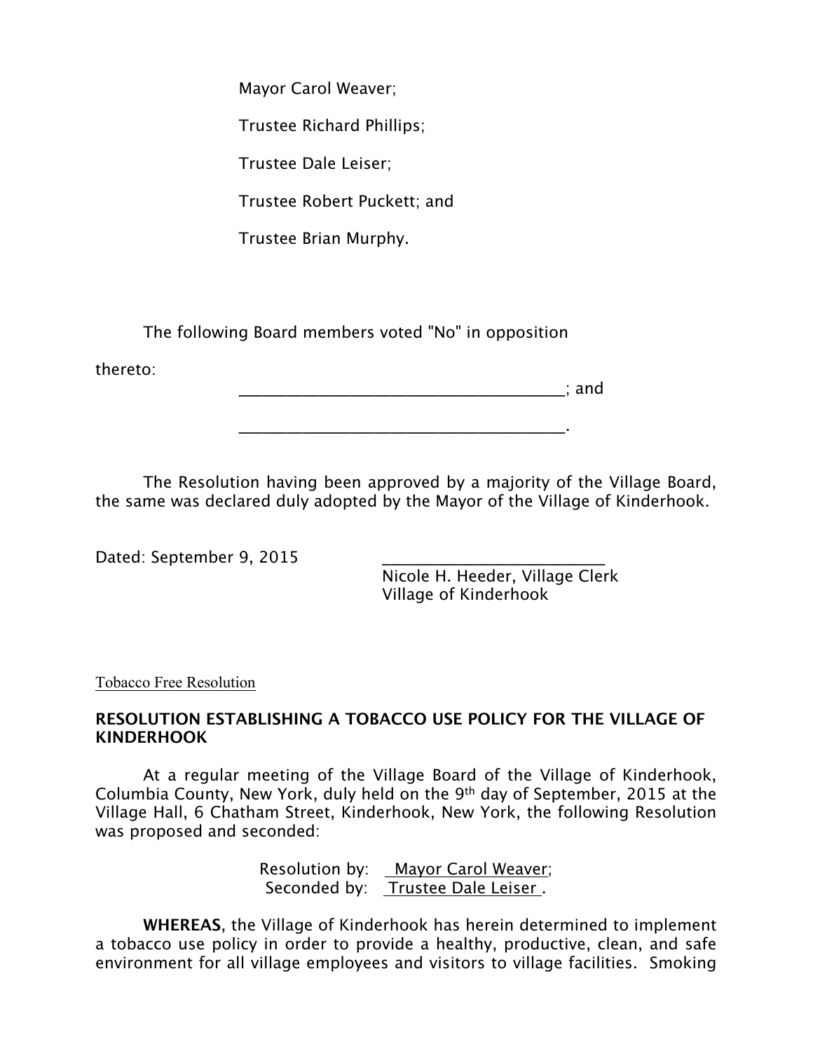Mayor Carol Weaver;

Trustee Richard Phillips;

Trustee Dale Leiser;

Trustee Robert Puckett; and

Trustee Brian Murphy.

The following Board members voted "No" in opposition thereto:

_______________________________________; and

_______________________________________.

The Resolution having been approved by a majority of the Village Board, the same was declared duly adopted by the Mayor of the Village of Kinderhook.

Dated: September 9, 2015

___________________________
Nicole H. Heeder, Village Clerk
Village of Kinderhook

Tobacco Free Resolution

**RESOLUTION ESTABLISHING A TOBACCO USE POLICY FOR THE VILLAGE OF KINDERHOOK**

At a regular meeting of the Village Board of the Village of Kinderhook, Columbia County, New York, duly held on the 9th day of September, 2015 at the Village Hall, 6 Chatham Street, Kinderhook, New York, the following Resolution was proposed and seconded:

Resolution by: Mayor Carol Weaver;
Seconded by: Trustee Dale Leiser .

**WHEREAS**, the Village of Kinderhook has herein determined to implement a tobacco use policy in order to provide a healthy, productive, clean, and safe environment for all village employees and visitors to village facilities. Smoking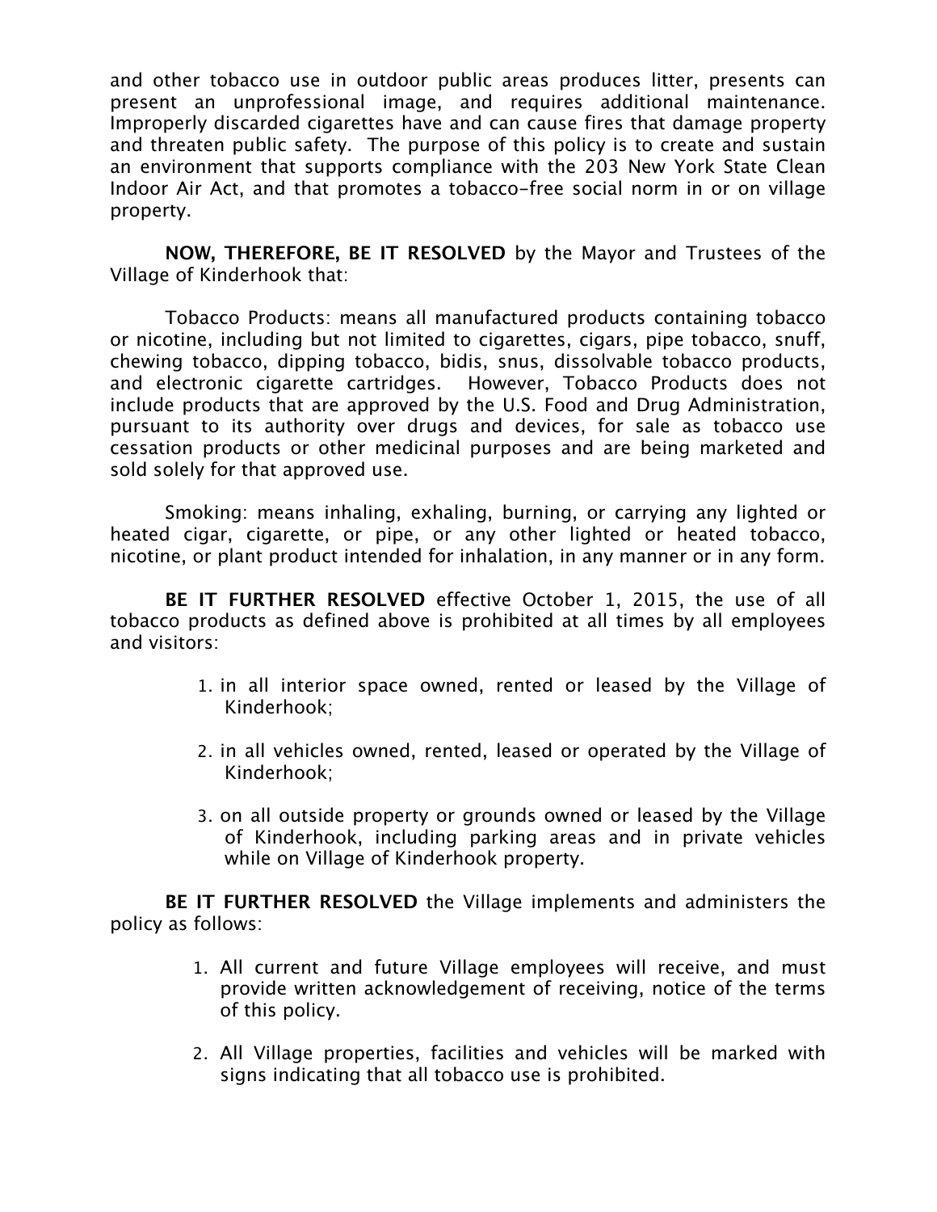and other tobacco use in outdoor public areas produces litter, presents can present an unprofessional image, and requires additional maintenance. Improperly discarded cigarettes have and can cause fires that damage property and threaten public safety. The purpose of this policy is to create and sustain an environment that supports compliance with the 203 New York State Clean Indoor Air Act, and that promotes a tobacco-free social norm in or on village property.

**NOW, THEREFORE, BE IT RESOLVED** by the Mayor and Trustees of the Village of Kinderhook that:

Tobacco Products: means all manufactured products containing tobacco or nicotine, including but not limited to cigarettes, cigars, pipe tobacco, snuff, chewing tobacco, dipping tobacco, bidis, snus, dissolvable tobacco products, and electronic cigarette cartridges. However, Tobacco Products does not include products that are approved by the U.S. Food and Drug Administration, pursuant to its authority over drugs and devices, for sale as tobacco use cessation products or other medicinal purposes and are being marketed and sold solely for that approved use.

Smoking: means inhaling, exhaling, burning, or carrying any lighted or heated cigar, cigarette, or pipe, or any other lighted or heated tobacco, nicotine, or plant product intended for inhalation, in any manner or in any form.

**BE IT FURTHER RESOLVED** effective October 1, 2015, the use of all tobacco products as defined above is prohibited at all times by all employees and visitors:

1. in all interior space owned, rented or leased by the Village of Kinderhook;
2. in all vehicles owned, rented, leased or operated by the Village of Kinderhook;
3. on all outside property or grounds owned or leased by the Village of Kinderhook, including parking areas and in private vehicles while on Village of Kinderhook property.

**BE IT FURTHER RESOLVED** the Village implements and administers the policy as follows:

1. All current and future Village employees will receive, and must provide written acknowledgement of receiving, notice of the terms of this policy.
2. All Village properties, facilities and vehicles will be marked with signs indicating that all tobacco use is prohibited.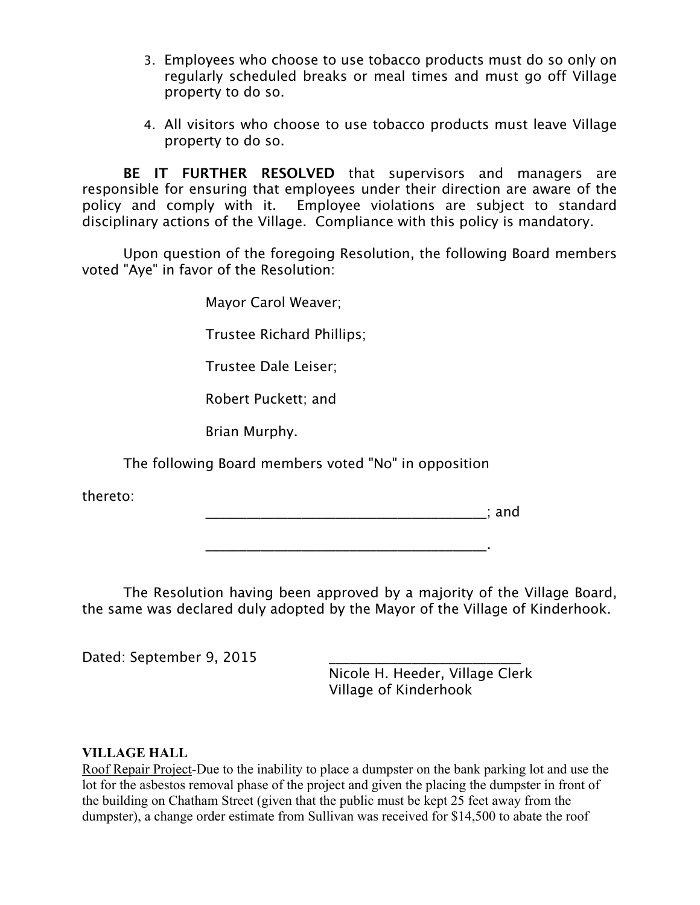3. Employees who choose to use tobacco products must do so only on regularly scheduled breaks or meal times and must go off Village property to do so.

4. All visitors who choose to use tobacco products must leave Village property to do so.

**BE IT FURTHER RESOLVED** that supervisors and managers are responsible for ensuring that employees under their direction are aware of the policy and comply with it. Employee violations are subject to standard disciplinary actions of the Village. Compliance with this policy is mandatory.

Upon question of the foregoing Resolution, the following Board members voted "Aye" in favor of the Resolution:

Mayor Carol Weaver;

Trustee Richard Phillips;

Trustee Dale Leiser;

Robert Puckett; and

Brian Murphy.

The following Board members voted "No" in opposition thereto:

______________________________________; and

______________________________________.

The Resolution having been approved by a majority of the Village Board, the same was declared duly adopted by the Mayor of the Village of Kinderhook.

Dated: September 9, 2015

__________________________
Nicole H. Heeder, Village Clerk
Village of Kinderhook

**VILLAGE HALL**

Roof Repair Project-Due to the inability to place a dumpster on the bank parking lot and use the lot for the asbestos removal phase of the project and given the placing the dumpster in front of the building on Chatham Street (given that the public must be kept 25 feet away from the dumpster), a change order estimate from Sullivan was received for $14,500 to abate the roof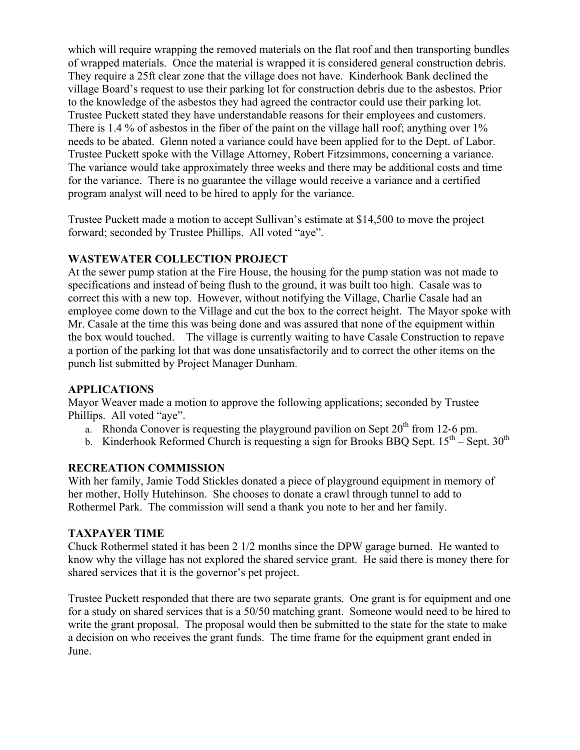which will require wrapping the removed materials on the flat roof and then transporting bundles of wrapped materials. Once the material is wrapped it is considered general construction debris. They require a 25ft clear zone that the village does not have. Kinderhook Bank declined the village Board's request to use their parking lot for construction debris due to the asbestos. Prior to the knowledge of the asbestos they had agreed the contractor could use their parking lot. Trustee Puckett stated they have understandable reasons for their employees and customers. There is 1.4 % of asbestos in the fiber of the paint on the village hall roof; anything over 1% needs to be abated. Glenn noted a variance could have been applied for to the Dept. of Labor. Trustee Puckett spoke with the Village Attorney, Robert Fitzsimmons, concerning a variance. The variance would take approximately three weeks and there may be additional costs and time for the variance. There is no guarantee the village would receive a variance and a certified program analyst will need to be hired to apply for the variance.

Trustee Puckett made a motion to accept Sullivan's estimate at $14,500 to move the project forward; seconded by Trustee Phillips. All voted "aye".

**WASTEWATER COLLECTION PROJECT**

At the sewer pump station at the Fire House, the housing for the pump station was not made to specifications and instead of being flush to the ground, it was built too high. Casale was to correct this with a new top. However, without notifying the Village, Charlie Casale had an employee come down to the Village and cut the box to the correct height. The Mayor spoke with Mr. Casale at the time this was being done and was assured that none of the equipment within the box would touched. The village is currently waiting to have Casale Construction to repave a portion of the parking lot that was done unsatisfactorily and to correct the other items on the punch list submitted by Project Manager Dunham.

**APPLICATIONS**

Mayor Weaver made a motion to approve the following applications; seconded by Trustee Phillips. All voted "aye".

a. Rhonda Conover is requesting the playground pavilion on Sept 20th from 12-6 pm.
b. Kinderhook Reformed Church is requesting a sign for Brooks BBQ Sept. 15th – Sept. 30th

**RECREATION COMMISSION**

With her family, Jamie Todd Stickles donated a piece of playground equipment in memory of her mother, Holly Hutehinson. She chooses to donate a crawl through tunnel to add to Rothermel Park. The commission will send a thank you note to her and her family.

**TAXPAYER TIME**

Chuck Rothermel stated it has been 2 1/2 months since the DPW garage burned. He wanted to know why the village has not explored the shared service grant. He said there is money there for shared services that it is the governor's pet project.

Trustee Puckett responded that there are two separate grants. One grant is for equipment and one for a study on shared services that is a 50/50 matching grant. Someone would need to be hired to write the grant proposal. The proposal would then be submitted to the state for the state to make a decision on who receives the grant funds. The time frame for the equipment grant ended in June.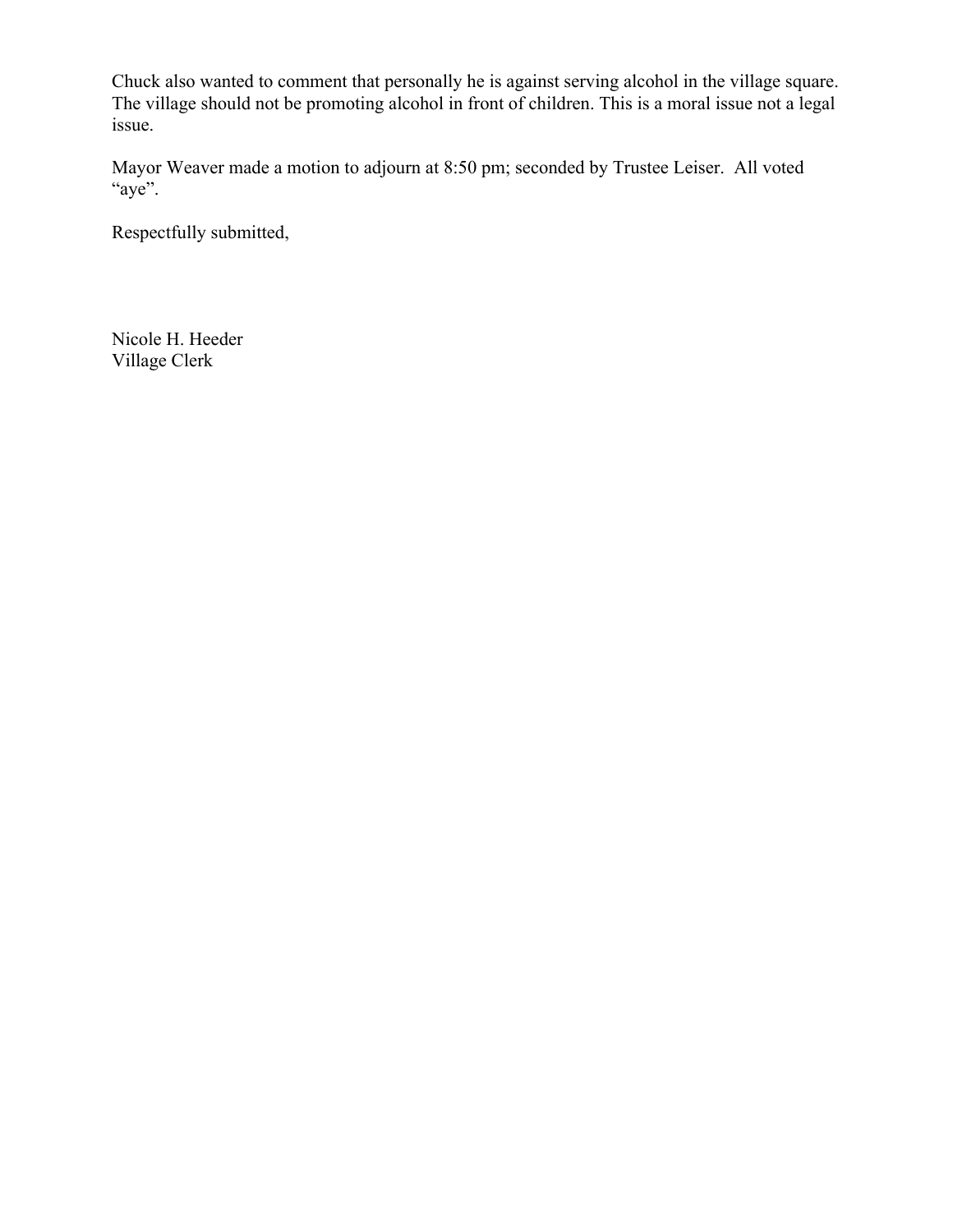Chuck also wanted to comment that personally he is against serving alcohol in the village square. The village should not be promoting alcohol in front of children. This is a moral issue not a legal issue.

Mayor Weaver made a motion to adjourn at 8:50 pm; seconded by Trustee Leiser. All voted "aye".

Respectfully submitted,

Nicole H. Heeder
Village Clerk